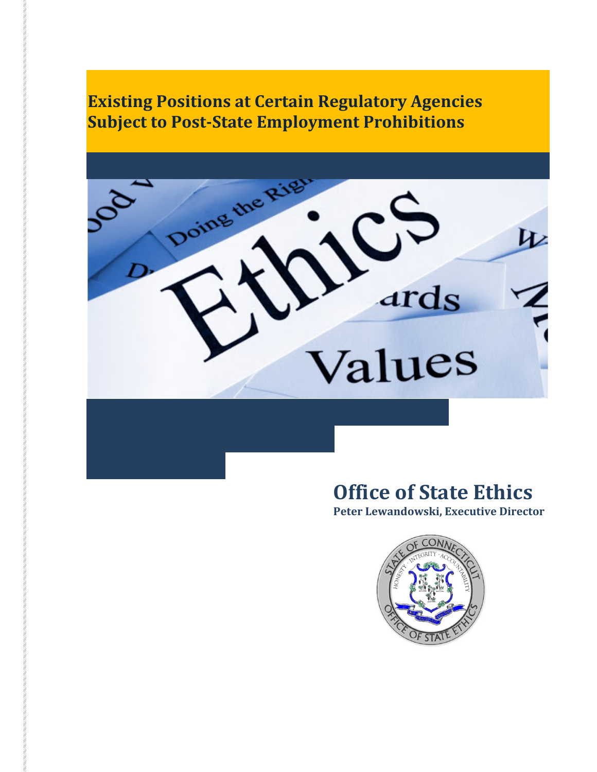# Existing Positions at Certain Regulatory Agencies Subject to Post-State Employment Prohibitions

## Office of State Ethics

**Peter Lewandowski, Executive Director**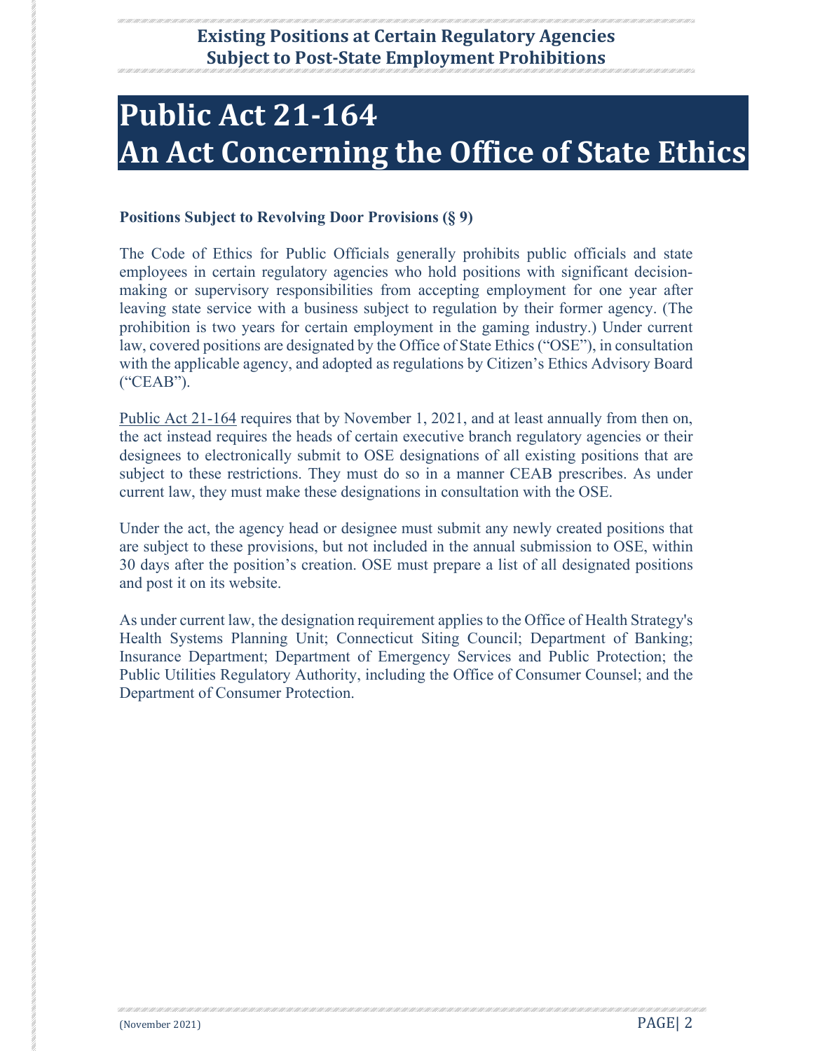# Public Act 21-164
# An Act Concerning the Office of State Ethics

**Positions Subject to Revolving Door Provisions (§ 9)**

The Code of Ethics for Public Officials generally prohibits public officials and state employees in certain regulatory agencies who hold positions with significant decision-making or supervisory responsibilities from accepting employment for one year after leaving state service with a business subject to regulation by their former agency. (The prohibition is two years for certain employment in the gaming industry.) Under current law, covered positions are designated by the Office of State Ethics ("OSE"), in consultation with the applicable agency, and adopted as regulations by Citizen's Ethics Advisory Board ("CEAB").

Public Act 21-164 requires that by November 1, 2021, and at least annually from then on, the act instead requires the heads of certain executive branch regulatory agencies or their designees to electronically submit to OSE designations of all existing positions that are subject to these restrictions. They must do so in a manner CEAB prescribes. As under current law, they must make these designations in consultation with the OSE.

Under the act, the agency head or designee must submit any newly created positions that are subject to these provisions, but not included in the annual submission to OSE, within 30 days after the position's creation. OSE must prepare a list of all designated positions and post it on its website.

As under current law, the designation requirement applies to the Office of Health Strategy's Health Systems Planning Unit; Connecticut Siting Council; Department of Banking; Insurance Department; Department of Emergency Services and Public Protection; the Public Utilities Regulatory Authority, including the Office of Consumer Counsel; and the Department of Consumer Protection.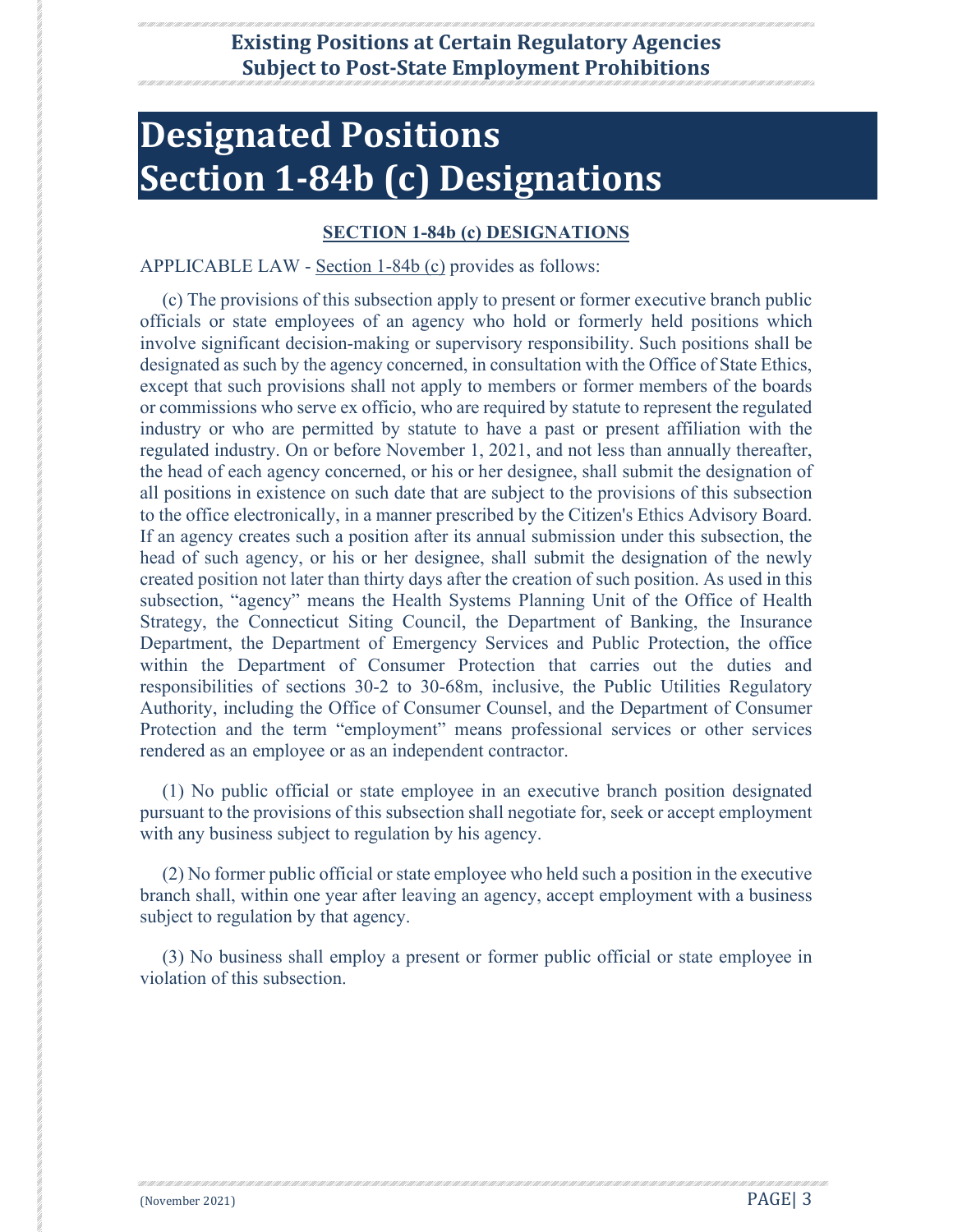# Designated Positions
# Section 1-84b (c) Designations

## SECTION 1-84b (c) DESIGNATIONS

APPLICABLE LAW - Section 1-84b (c) provides as follows:

(c) The provisions of this subsection apply to present or former executive branch public officials or state employees of an agency who hold or formerly held positions which involve significant decision-making or supervisory responsibility. Such positions shall be designated as such by the agency concerned, in consultation with the Office of State Ethics, except that such provisions shall not apply to members or former members of the boards or commissions who serve ex officio, who are required by statute to represent the regulated industry or who are permitted by statute to have a past or present affiliation with the regulated industry. On or before November 1, 2021, and not less than annually thereafter, the head of each agency concerned, or his or her designee, shall submit the designation of all positions in existence on such date that are subject to the provisions of this subsection to the office electronically, in a manner prescribed by the Citizen's Ethics Advisory Board. If an agency creates such a position after its annual submission under this subsection, the head of such agency, or his or her designee, shall submit the designation of the newly created position not later than thirty days after the creation of such position. As used in this subsection, "agency" means the Health Systems Planning Unit of the Office of Health Strategy, the Connecticut Siting Council, the Department of Banking, the Insurance Department, the Department of Emergency Services and Public Protection, the office within the Department of Consumer Protection that carries out the duties and responsibilities of sections 30-2 to 30-68m, inclusive, the Public Utilities Regulatory Authority, including the Office of Consumer Counsel, and the Department of Consumer Protection and the term "employment" means professional services or other services rendered as an employee or as an independent contractor.

(1) No public official or state employee in an executive branch position designated pursuant to the provisions of this subsection shall negotiate for, seek or accept employment with any business subject to regulation by his agency.

(2) No former public official or state employee who held such a position in the executive branch shall, within one year after leaving an agency, accept employment with a business subject to regulation by that agency.

(3) No business shall employ a present or former public official or state employee in violation of this subsection.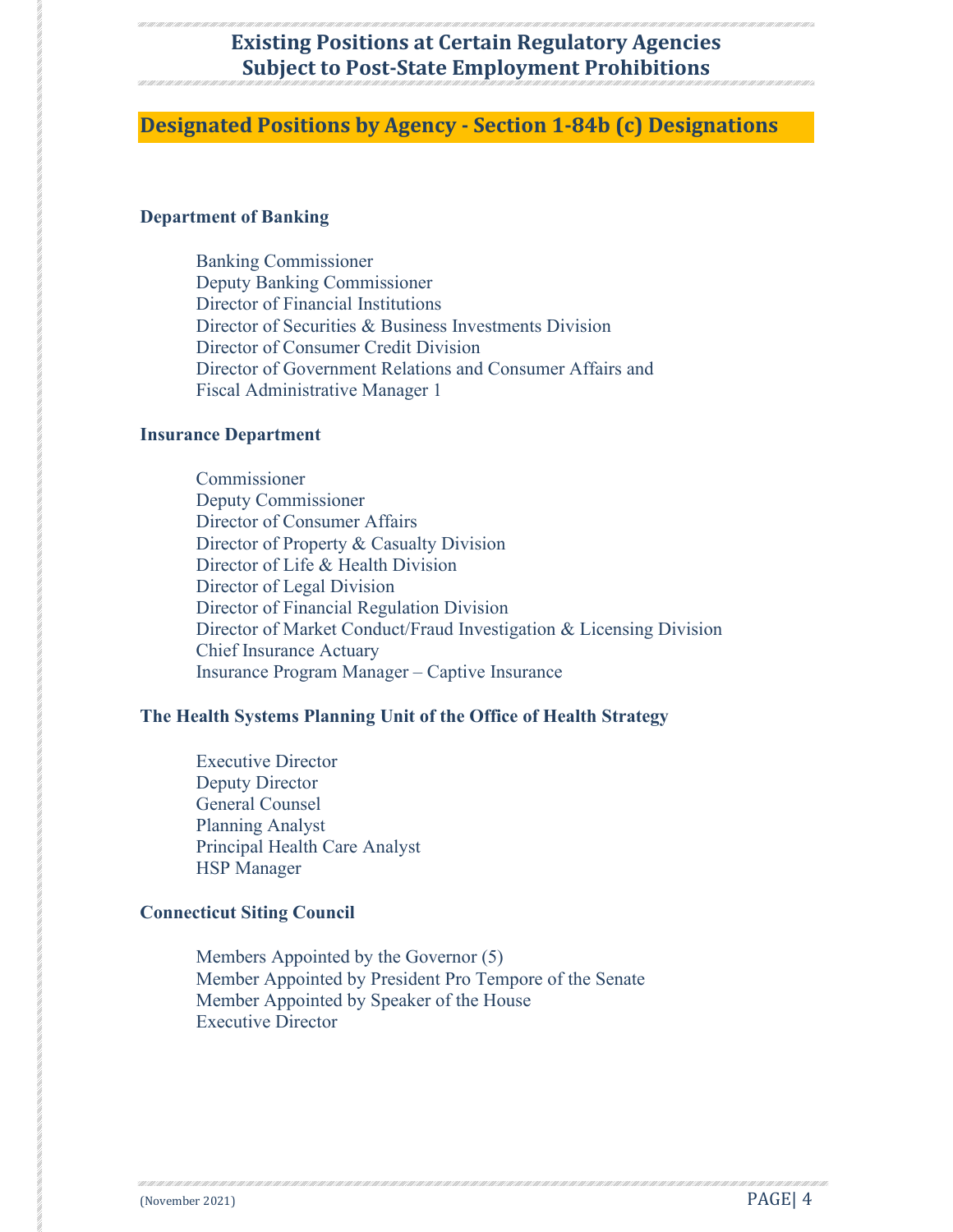# Existing Positions at Certain Regulatory Agencies Subject to Post-State Employment Prohibitions

## Designated Positions by Agency - Section 1-84b (c) Designations

**Department of Banking**

Banking Commissioner
Deputy Banking Commissioner
Director of Financial Institutions
Director of Securities & Business Investments Division
Director of Consumer Credit Division
Director of Government Relations and Consumer Affairs and
Fiscal Administrative Manager 1

**Insurance Department**

Commissioner
Deputy Commissioner
Director of Consumer Affairs
Director of Property & Casualty Division
Director of Life & Health Division
Director of Legal Division
Director of Financial Regulation Division
Director of Market Conduct/Fraud Investigation & Licensing Division
Chief Insurance Actuary
Insurance Program Manager – Captive Insurance

**The Health Systems Planning Unit of the Office of Health Strategy**

Executive Director
Deputy Director
General Counsel
Planning Analyst
Principal Health Care Analyst
HSP Manager

**Connecticut Siting Council**

Members Appointed by the Governor (5)
Member Appointed by President Pro Tempore of the Senate
Member Appointed by Speaker of the House
Executive Director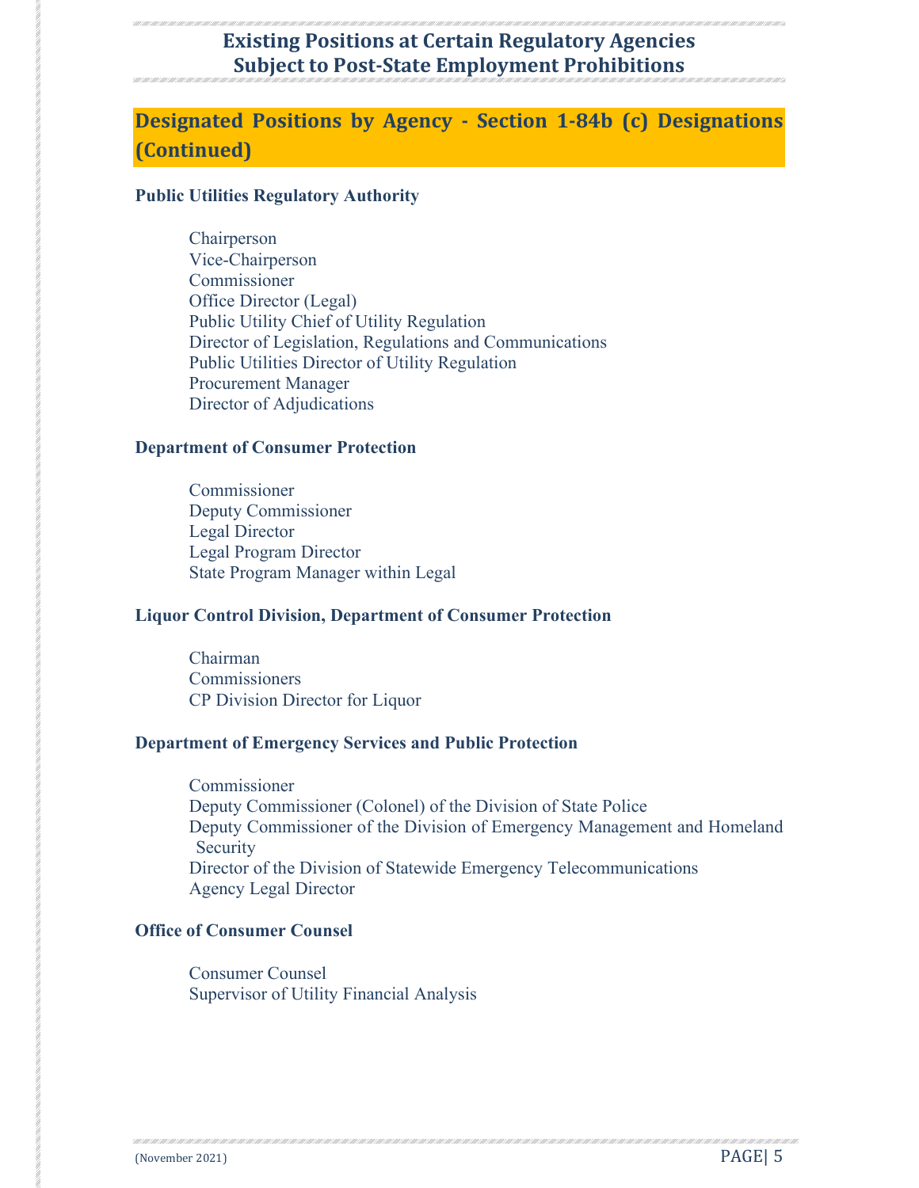# Existing Positions at Certain Regulatory Agencies Subject to Post-State Employment Prohibitions

## Designated Positions by Agency - Section 1-84b (c) Designations (Continued)

**Public Utilities Regulatory Authority**

- Chairperson
- Vice-Chairperson
- Commissioner
- Office Director (Legal)
- Public Utility Chief of Utility Regulation
- Director of Legislation, Regulations and Communications
- Public Utilities Director of Utility Regulation
- Procurement Manager
- Director of Adjudications

**Department of Consumer Protection**

- Commissioner
- Deputy Commissioner
- Legal Director
- Legal Program Director
- State Program Manager within Legal

**Liquor Control Division, Department of Consumer Protection**

- Chairman
- Commissioners
- CP Division Director for Liquor

**Department of Emergency Services and Public Protection**

- Commissioner
- Deputy Commissioner (Colonel) of the Division of State Police
- Deputy Commissioner of the Division of Emergency Management and Homeland Security
- Director of the Division of Statewide Emergency Telecommunications
- Agency Legal Director

**Office of Consumer Counsel**

- Consumer Counsel
- Supervisor of Utility Financial Analysis

(November 2021)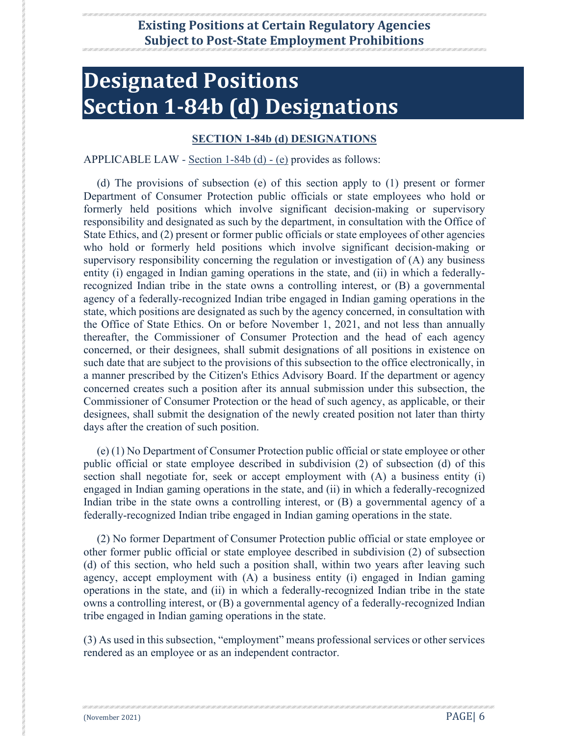# Designated Positions
# Section 1-84b (d) Designations

**SECTION 1-84b (d) DESIGNATIONS**

APPLICABLE LAW - Section 1-84b (d) - (e) provides as follows:

(d) The provisions of subsection (e) of this section apply to (1) present or former Department of Consumer Protection public officials or state employees who hold or formerly held positions which involve significant decision-making or supervisory responsibility and designated as such by the department, in consultation with the Office of State Ethics, and (2) present or former public officials or state employees of other agencies who hold or formerly held positions which involve significant decision-making or supervisory responsibility concerning the regulation or investigation of (A) any business entity (i) engaged in Indian gaming operations in the state, and (ii) in which a federally-recognized Indian tribe in the state owns a controlling interest, or (B) a governmental agency of a federally-recognized Indian tribe engaged in Indian gaming operations in the state, which positions are designated as such by the agency concerned, in consultation with the Office of State Ethics. On or before November 1, 2021, and not less than annually thereafter, the Commissioner of Consumer Protection and the head of each agency concerned, or their designees, shall submit designations of all positions in existence on such date that are subject to the provisions of this subsection to the office electronically, in a manner prescribed by the Citizen's Ethics Advisory Board. If the department or agency concerned creates such a position after its annual submission under this subsection, the Commissioner of Consumer Protection or the head of such agency, as applicable, or their designees, shall submit the designation of the newly created position not later than thirty days after the creation of such position.

(e) (1) No Department of Consumer Protection public official or state employee or other public official or state employee described in subdivision (2) of subsection (d) of this section shall negotiate for, seek or accept employment with (A) a business entity (i) engaged in Indian gaming operations in the state, and (ii) in which a federally-recognized Indian tribe in the state owns a controlling interest, or (B) a governmental agency of a federally-recognized Indian tribe engaged in Indian gaming operations in the state.

(2) No former Department of Consumer Protection public official or state employee or other former public official or state employee described in subdivision (2) of subsection (d) of this section, who held such a position shall, within two years after leaving such agency, accept employment with (A) a business entity (i) engaged in Indian gaming operations in the state, and (ii) in which a federally-recognized Indian tribe in the state owns a controlling interest, or (B) a governmental agency of a federally-recognized Indian tribe engaged in Indian gaming operations in the state.

(3) As used in this subsection, "employment" means professional services or other services rendered as an employee or as an independent contractor.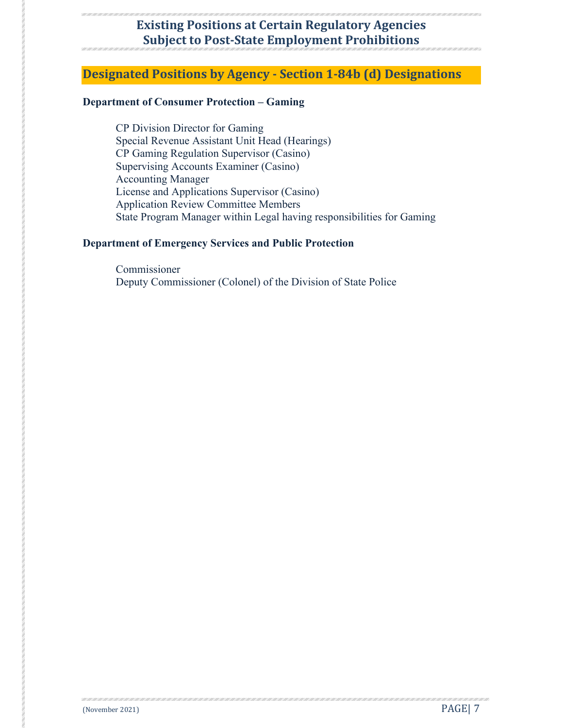# Existing Positions at Certain Regulatory Agencies Subject to Post-State Employment Prohibitions

## Designated Positions by Agency - Section 1-84b (d) Designations

**Department of Consumer Protection – Gaming**

- CP Division Director for Gaming
- Special Revenue Assistant Unit Head (Hearings)
- CP Gaming Regulation Supervisor (Casino)
- Supervising Accounts Examiner (Casino)
- Accounting Manager
- License and Applications Supervisor (Casino)
- Application Review Committee Members
- State Program Manager within Legal having responsibilities for Gaming

**Department of Emergency Services and Public Protection**

- Commissioner
- Deputy Commissioner (Colonel) of the Division of State Police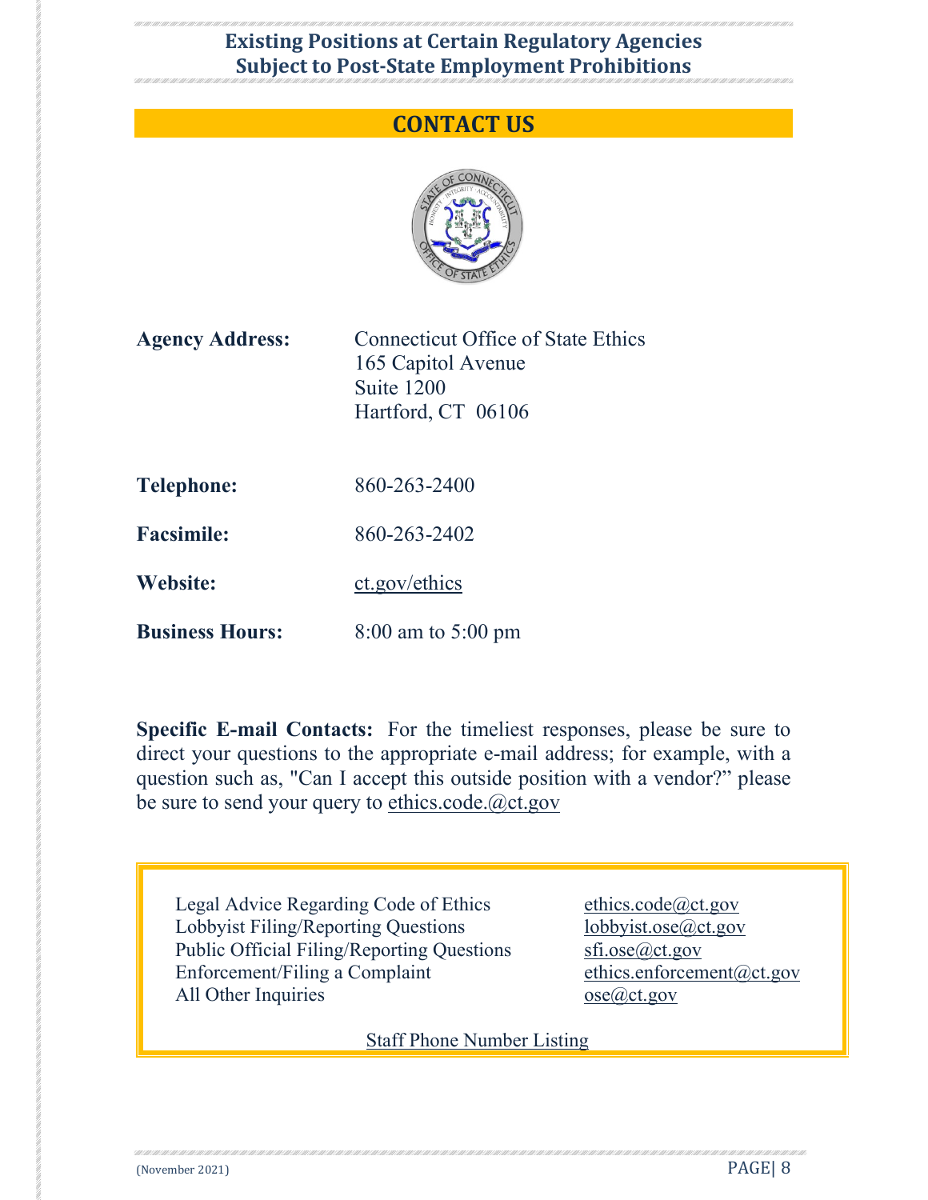# CONTACT US

| | |
|---|---|
| **Agency Address:** | Connecticut Office of State Ethics<br>165 Capitol Avenue<br>Suite 1200<br>Hartford, CT 06106 |
| **Telephone:** | 860-263-2400 |
| **Facsimile:** | 860-263-2402 |
| **Website:** | ct.gov/ethics |
| **Business Hours:** | 8:00 am to 5:00 pm |

**Specific E-mail Contacts:** For the timeliest responses, please be sure to direct your questions to the appropriate e-mail address; for example, with a question such as, "Can I accept this outside position with a vendor?" please be sure to send your query to ethics.code.@ct.gov

| | |
|---|---|
| Legal Advice Regarding Code of Ethics | ethics.code@ct.gov |
| Lobbyist Filing/Reporting Questions | lobbyist.ose@ct.gov |
| Public Official Filing/Reporting Questions | sfi.ose@ct.gov |
| Enforcement/Filing a Complaint | ethics.enforcement@ct.gov |
| All Other Inquiries | ose@ct.gov |

Staff Phone Number Listing